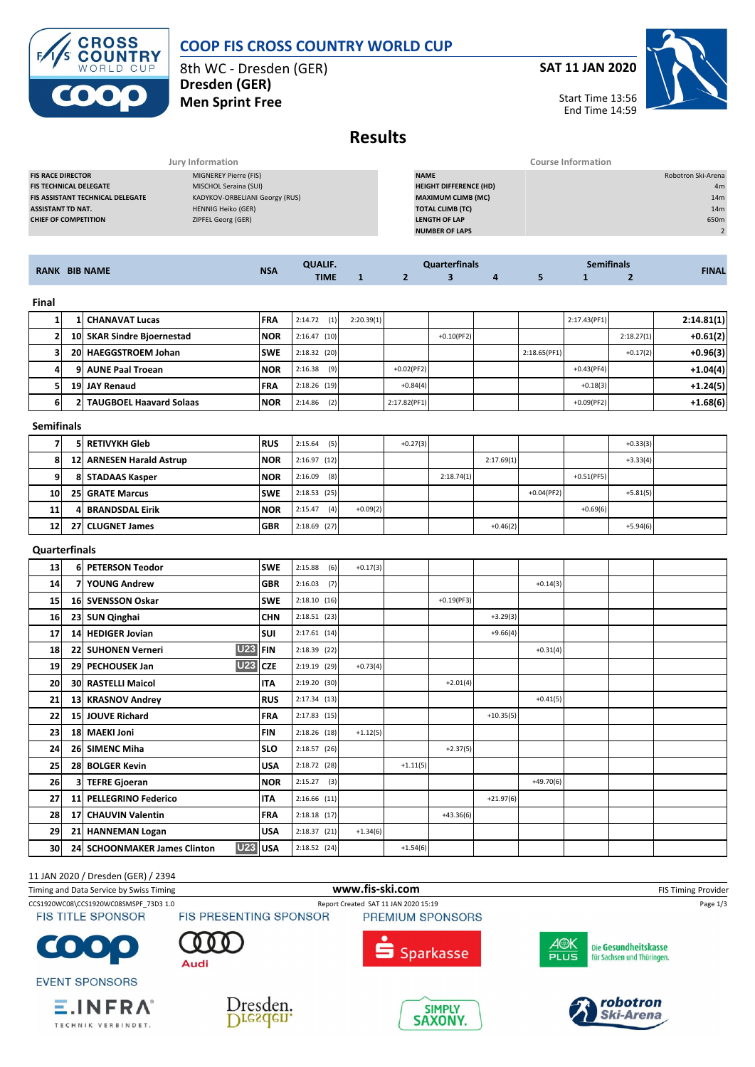# COOP FIS CROSS COUNTRY WORLD CUP

8th WC - Dresden (GER)
**Dresden (GER)**
**Men Sprint Free**

**SAT 11 JAN 2020**

Start Time 13:56
End Time 14:59

## Results

| Jury Information | |
|---|---|
| **FIS RACE DIRECTOR** | MIGNEREY Pierre (FIS) |
| **FIS TECHNICAL DELEGATE** | MISCHOL Seraina (SUI) |
| **FIS ASSISTANT TECHNICAL DELEGATE** | KADYKOV-ORBELIANI Georgy (RUS) |
| **ASSISTANT TD NAT.** | HENNIG Heiko (GER) |
| **CHIEF OF COMPETITION** | ZIPFEL Georg (GER) |

| Course Information | |
|---|---|
| **NAME** | Robotron Ski-Arena |
| **HEIGHT DIFFERENCE (HD)** | 4m |
| **MAXIMUM CLIMB (MC)** | 14m |
| **TOTAL CLIMB (TC)** | 14m |
| **LENGTH OF LAP** | 650m |
| **NUMBER OF LAPS** | 2 |

| RANK | BIB | NAME | | NSA | QUALIF. TIME | Quarterfinals 1 | 2 | 3 | 4 | 5 | Semifinals 1 | 2 | FINAL |
|---|---|---|---|---|---|---|---|---|---|---|---|---|---|
| **Final** | | | | | | | | | | | | | |
| 1 | 1 | CHANAVAT Lucas | | FRA | 2:14.72 (1) | 2:20.39(1) | | | | | 2:17.43(PF1) | | 2:14.81(1) |
| 2 | 10 | SKAR Sindre Bjoernestad | | NOR | 2:16.47 (10) | | | +0.10(PF2) | | | | 2:18.27(1) | +0.61(2) |
| 3 | 20 | HAEGGSTROEM Johan | | SWE | 2:18.32 (20) | | | | | 2:18.65(PF1) | | +0.17(2) | +0.96(3) |
| 4 | 9 | AUNE Paal Troean | | NOR | 2:16.38 (9) | | +0.02(PF2) | | | | +0.43(PF4) | | +1.04(4) |
| 5 | 19 | JAY Renaud | | FRA | 2:18.26 (19) | | +0.84(4) | | | | +0.18(3) | | +1.24(5) |
| 6 | 2 | TAUGBOEL Haavard Solaas | | NOR | 2:14.86 (2) | | 2:17.82(PF1) | | | | +0.09(PF2) | | +1.68(6) |
| **Semifinals** | | | | | | | | | | | | | |
| 7 | 5 | RETIVYKH Gleb | | RUS | 2:15.64 (5) | | +0.27(3) | | | | | +0.33(3) | |
| 8 | 12 | ARNESEN Harald Astrup | | NOR | 2:16.97 (12) | | | | 2:17.69(1) | | | +3.33(4) | |
| 9 | 8 | STADAAS Kasper | | NOR | 2:16.09 (8) | | | 2:18.74(1) | | | +0.51(PF5) | | |
| 10 | 25 | GRATE Marcus | | SWE | 2:18.53 (25) | | | | | +0.04(PF2) | | +5.81(5) | |
| 11 | 4 | BRANDSDAL Eirik | | NOR | 2:15.47 (4) | +0.09(2) | | | | | +0.69(6) | | |
| 12 | 27 | CLUGNET James | | GBR | 2:18.69 (27) | | | | +0.46(2) | | | +5.94(6) | |
| **Quarterfinals** | | | | | | | | | | | | | |
| 13 | 6 | PETERSON Teodor | | SWE | 2:15.88 (6) | +0.17(3) | | | | | | | |
| 14 | 7 | YOUNG Andrew | | GBR | 2:16.03 (7) | | | | | +0.14(3) | | | |
| 15 | 16 | SVENSSON Oskar | | SWE | 2:18.10 (16) | | | +0.19(PF3) | | | | | |
| 16 | 23 | SUN Qinghai | | CHN | 2:18.51 (23) | | | | +3.29(3) | | | | |
| 17 | 14 | HEDIGER Jovian | | SUI | 2:17.61 (14) | | | | +9.66(4) | | | | |
| 18 | 22 | SUHONEN Verneri | U23 | FIN | 2:18.39 (22) | | | | | +0.31(4) | | | |
| 19 | 29 | PECHOUSEK Jan | U23 | CZE | 2:19.19 (29) | +0.73(4) | | | | | | | |
| 20 | 30 | RASTELLI Maicol | | ITA | 2:19.20 (30) | | | +2.01(4) | | | | | |
| 21 | 13 | KRASNOV Andrey | | RUS | 2:17.34 (13) | | | | | +0.41(5) | | | |
| 22 | 15 | JOUVE Richard | | FRA | 2:17.83 (15) | | | | +10.35(5) | | | | |
| 23 | 18 | MAEKI Joni | | FIN | 2:18.26 (18) | +1.12(5) | | | | | | | |
| 24 | 26 | SIMENC Miha | | SLO | 2:18.57 (26) | | | +2.37(5) | | | | | |
| 25 | 28 | BOLGER Kevin | | USA | 2:18.72 (28) | | +1.11(5) | | | | | | |
| 26 | 3 | TEFRE Gjoeran | | NOR | 2:15.27 (3) | | | | | +49.70(6) | | | |
| 27 | 11 | PELLEGRINO Federico | | ITA | 2:16.66 (11) | | | | +21.97(6) | | | | |
| 28 | 17 | CHAUVIN Valentin | | FRA | 2:18.18 (17) | | | +43.36(6) | | | | | |
| 29 | 21 | HANNEMAN Logan | | USA | 2:18.37 (21) | +1.34(6) | | | | | | | |
| 30 | 24 | SCHOONMAKER James Clinton | U23 | USA | 2:18.52 (24) | | +1.54(6) | | | | | | |

11 JAN 2020 / Dresden (GER) / 2394

Timing and Data Service by Swiss Timing — www.fis-ski.com — FIS Timing Provider

CCS1920WC08\CCS1920WC08SMSPF_73D3 1.0 — Report Created SAT 11 JAN 2020 15:19

FIS TITLE SPONSOR — FIS PRESENTING SPONSOR — PREMIUM SPONSORS

EVENT SPONSORS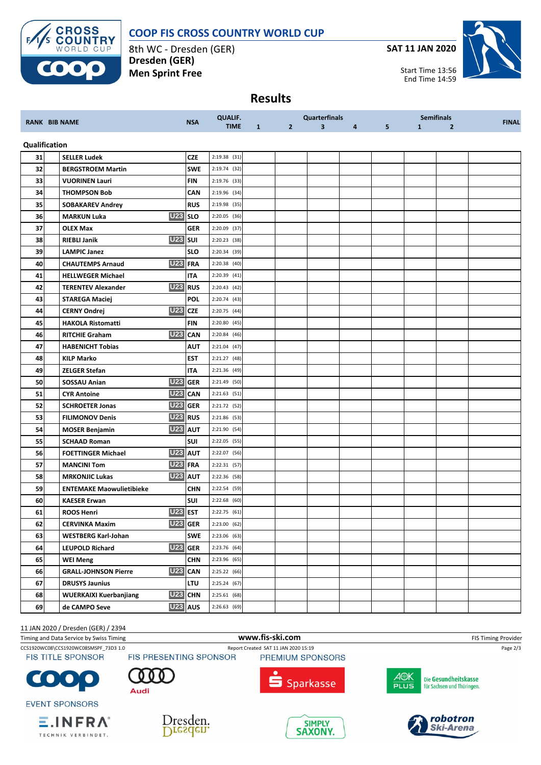# COOP FIS CROSS COUNTRY WORLD CUP

8th WC - Dresden (GER)
**Dresden (GER)**
**Men Sprint Free**

**SAT 11 JAN 2020**

Start Time 13:56
End Time 14:59

## Results

| RANK | BIB | NAME | | NSA | QUALIF. TIME | Quarterfinals 1 | 2 | 3 | 4 | 5 | Semifinals 1 | 2 | FINAL |
|---|---|---|---|---|---|---|---|---|---|---|---|---|---|
| **Qualification** | | | | | | | | | | | | | |
| 31 | | SELLER Ludek | | CZE | 2:19.38 (31) | | | | | | | | |
| 32 | | BERGSTROEM Martin | | SWE | 2:19.74 (32) | | | | | | | | |
| 33 | | VUORINEN Lauri | | FIN | 2:19.76 (33) | | | | | | | | |
| 34 | | THOMPSON Bob | | CAN | 2:19.96 (34) | | | | | | | | |
| 35 | | SOBAKAREV Andrey | | RUS | 2:19.98 (35) | | | | | | | | |
| 36 | | MARKUN Luka | U23 | SLO | 2:20.05 (36) | | | | | | | | |
| 37 | | OLEX Max | | GER | 2:20.09 (37) | | | | | | | | |
| 38 | | RIEBLI Janik | U23 | SUI | 2:20.23 (38) | | | | | | | | |
| 39 | | LAMPIC Janez | | SLO | 2:20.34 (39) | | | | | | | | |
| 40 | | CHAUTEMPS Arnaud | U23 | FRA | 2:20.38 (40) | | | | | | | | |
| 41 | | HELLWEGER Michael | | ITA | 2:20.39 (41) | | | | | | | | |
| 42 | | TERENTEV Alexander | U23 | RUS | 2:20.43 (42) | | | | | | | | |
| 43 | | STAREGA Maciej | | POL | 2:20.74 (43) | | | | | | | | |
| 44 | | CERNY Ondrej | U23 | CZE | 2:20.75 (44) | | | | | | | | |
| 45 | | HAKOLA Ristomatti | | FIN | 2:20.80 (45) | | | | | | | | |
| 46 | | RITCHIE Graham | U23 | CAN | 2:20.84 (46) | | | | | | | | |
| 47 | | HABENICHT Tobias | | AUT | 2:21.04 (47) | | | | | | | | |
| 48 | | KILP Marko | | EST | 2:21.27 (48) | | | | | | | | |
| 49 | | ZELGER Stefan | | ITA | 2:21.36 (49) | | | | | | | | |
| 50 | | SOSSAU Anian | U23 | GER | 2:21.49 (50) | | | | | | | | |
| 51 | | CYR Antoine | U23 | CAN | 2:21.63 (51) | | | | | | | | |
| 52 | | SCHROETER Jonas | U23 | GER | 2:21.72 (52) | | | | | | | | |
| 53 | | FILIMONOV Denis | U23 | RUS | 2:21.86 (53) | | | | | | | | |
| 54 | | MOSER Benjamin | U23 | AUT | 2:21.90 (54) | | | | | | | | |
| 55 | | SCHAAD Roman | | SUI | 2:22.05 (55) | | | | | | | | |
| 56 | | FOETTINGER Michael | U23 | AUT | 2:22.07 (56) | | | | | | | | |
| 57 | | MANCINI Tom | U23 | FRA | 2:22.31 (57) | | | | | | | | |
| 58 | | MRKONJIC Lukas | U23 | AUT | 2:22.36 (58) | | | | | | | | |
| 59 | | ENTEMAKE Maowulietibieke | | CHN | 2:22.54 (59) | | | | | | | | |
| 60 | | KAESER Erwan | | SUI | 2:22.68 (60) | | | | | | | | |
| 61 | | ROOS Henri | U23 | EST | 2:22.75 (61) | | | | | | | | |
| 62 | | CERVINKA Maxim | U23 | GER | 2:23.00 (62) | | | | | | | | |
| 63 | | WESTBERG Karl-Johan | | SWE | 2:23.06 (63) | | | | | | | | |
| 64 | | LEUPOLD Richard | U23 | GER | 2:23.76 (64) | | | | | | | | |
| 65 | | WEI Meng | | CHN | 2:23.96 (65) | | | | | | | | |
| 66 | | GRALL-JOHNSON Pierre | U23 | CAN | 2:25.22 (66) | | | | | | | | |
| 67 | | DRUSYS Jaunius | | LTU | 2:25.24 (67) | | | | | | | | |
| 68 | | WUERKAIXI Kuerbanjiang | U23 | CHN | 2:25.61 (68) | | | | | | | | |
| 69 | | de CAMPO Seve | U23 | AUS | 2:26.63 (69) | | | | | | | | |

11 JAN 2020 / Dresden (GER) / 2394
Timing and Data Service by Swiss Timing
www.fis-ski.com
FIS Timing Provider
CCS1920WC08\CCS1920WC08SMSPF_73D3 1.0
Report Created SAT 11 JAN 2020 15:19

FIS TITLE SPONSOR — FIS PRESENTING SPONSOR — PREMIUM SPONSORS — EVENT SPONSORS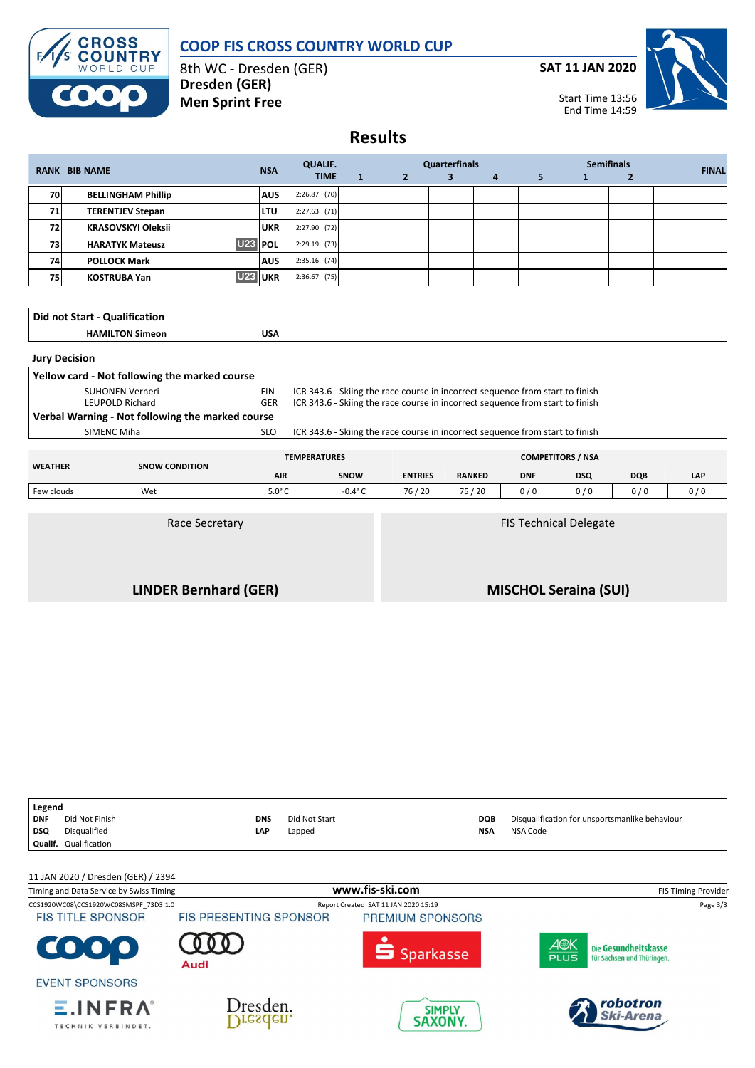# COOP FIS CROSS COUNTRY WORLD CUP

8th WC - Dresden (GER)
**Dresden (GER)**
**Men Sprint Free**

**SAT 11 JAN 2020**

Start Time 13:56
End Time 14:59

## Results

| RANK | BIB | NAME | | NSA | QUALIF. TIME | Quarterfinals 1 | 2 | 3 | 4 | 5 | Semifinals 1 | 2 | FINAL |
|---|---|---|---|---|---|---|---|---|---|---|---|---|---|
| 70 | | BELLINGHAM Phillip | | AUS | 2:26.87 (70) | | | | | | | | |
| 71 | | TERENTJEV Stepan | | LTU | 2:27.63 (71) | | | | | | | | |
| 72 | | KRASOVSKYI Oleksii | | UKR | 2:27.90 (72) | | | | | | | | |
| 73 | | HARATYK Mateusz | U23 | POL | 2:29.19 (73) | | | | | | | | |
| 74 | | POLLOCK Mark | | AUS | 2:35.16 (74) | | | | | | | | |
| 75 | | KOSTRUBA Yan | U23 | UKR | 2:36.67 (75) | | | | | | | | |

**Did not Start - Qualification**

| Name | NSA |
|---|---|
| HAMILTON Simeon | USA |

**Jury Decision**

**Yellow card - Not following the marked course**

| Name | NSA | Reason |
|---|---|---|
| SUHONEN Verneri | FIN | ICR 343.6 - Skiing the race course in incorrect sequence from start to finish |
| LEUPOLD Richard | GER | ICR 343.6 - Skiing the race course in incorrect sequence from start to finish |

**Verbal Warning - Not following the marked course**

| Name | NSA | Reason |
|---|---|---|
| SIMENC Miha | SLO | ICR 343.6 - Skiing the race course in incorrect sequence from start to finish |

| WEATHER | SNOW CONDITION | TEMPERATURES | | COMPETITORS / NSA | | | | | |
|---|---|---|---|---|---|---|---|---|---|
| | | AIR | SNOW | ENTRIES | RANKED | DNF | DSQ | DQB | LAP |
| Few clouds | Wet | 5.0° C | -0.4° C | 76 / 20 | 75 / 20 | 0 / 0 | 0 / 0 | 0 / 0 | 0 / 0 |

| Race Secretary | FIS Technical Delegate |
|---|---|
| **LINDER Bernhard (GER)** | **MISCHOL Seraina (SUI)** |

**Legend**

| | | | | | |
|---|---|---|---|---|---|
| **DNF** | Did Not Finish | **DNS** | Did Not Start | **DQB** | Disqualification for unsportsmanlike behaviour |
| **DSQ** | Disqualified | **LAP** | Lapped | **NSA** | NSA Code |
| **Qualif.** | Qualification | | | | |

11 JAN 2020 / Dresden (GER) / 2394
Timing and Data Service by Swiss Timing — www.fis-ski.com — FIS Timing Provider
CCS1920WC08\CCS1920WC08SMSPF_73D3 1.0 — Report Created SAT 11 JAN 2020 15:19

FIS TITLE SPONSOR — FIS PRESENTING SPONSOR — PREMIUM SPONSORS

EVENT SPONSORS